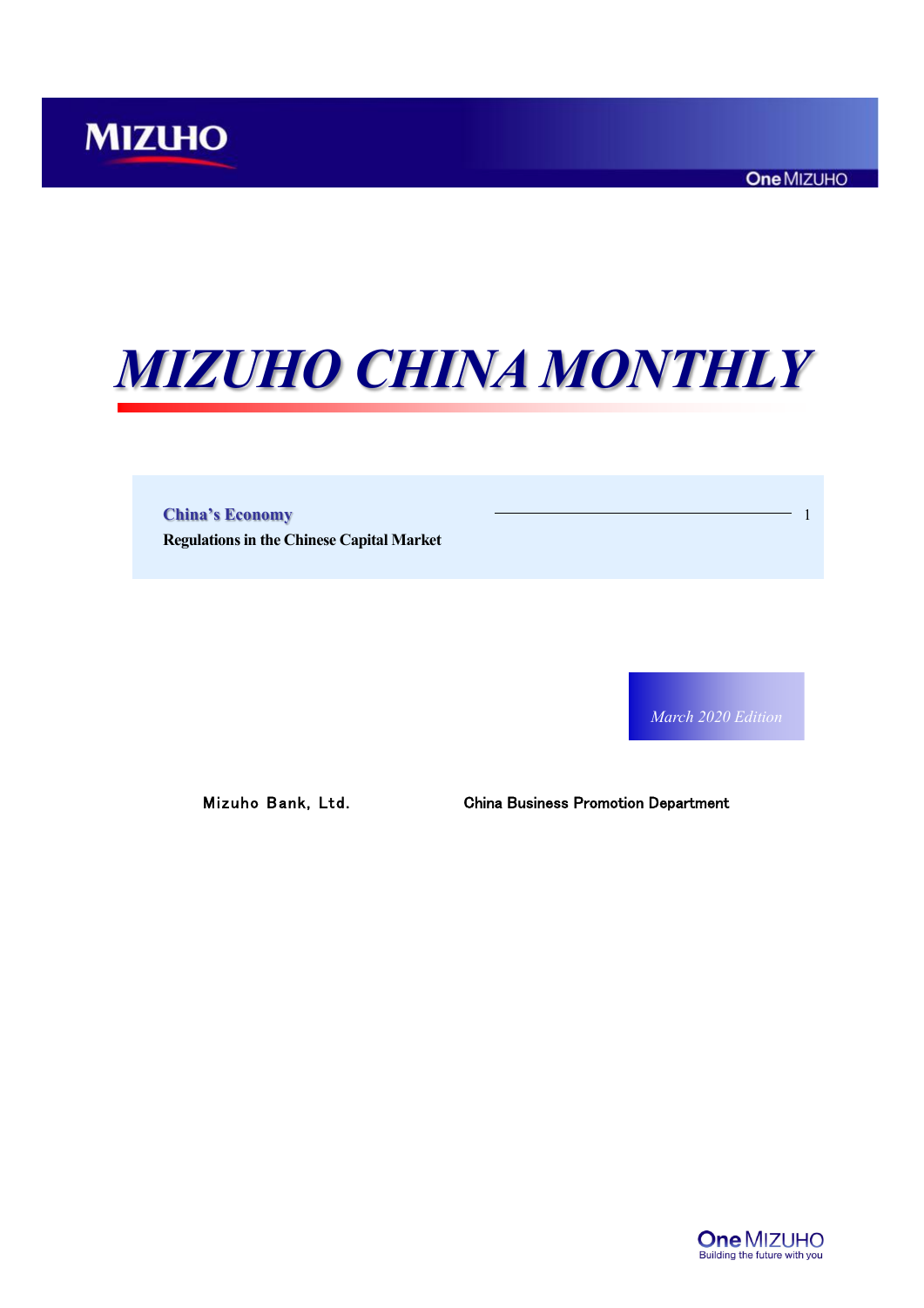MIZUHO

One MIZUHO

# MIZUHO CHINA MONTHLY

**China's Economy** ———————————————— 1

**Regulations in the Chinese Capital Market**

*March 2020 Edition*

Mizuho Bank, Ltd. China Business Promotion Department

One MIZUHO
Building the future with you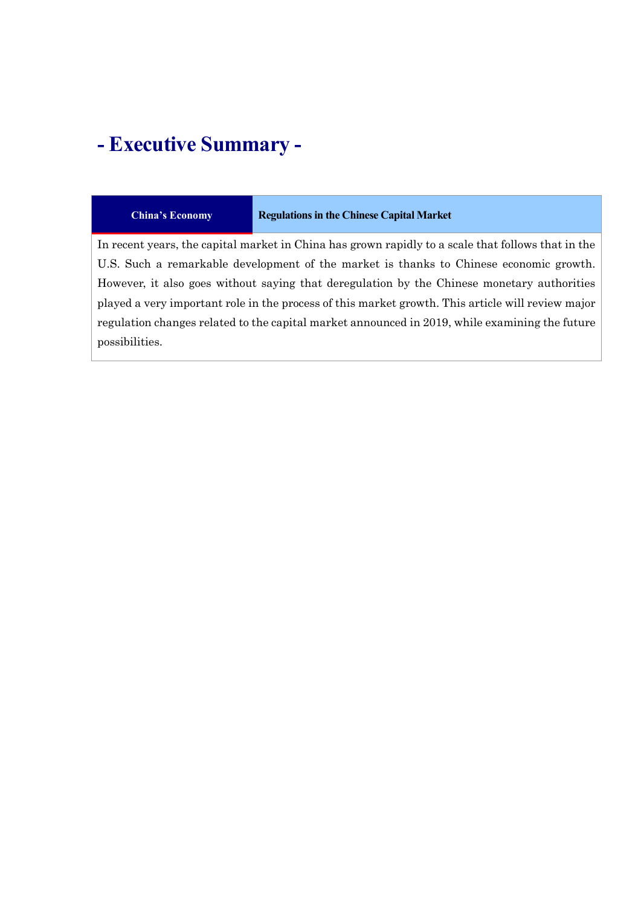# - Executive Summary -

| China's Economy | Regulations in the Chinese Capital Market |
|---|---|

In recent years, the capital market in China has grown rapidly to a scale that follows that in the U.S. Such a remarkable development of the market is thanks to Chinese economic growth. However, it also goes without saying that deregulation by the Chinese monetary authorities played a very important role in the process of this market growth. This article will review major regulation changes related to the capital market announced in 2019, while examining the future possibilities.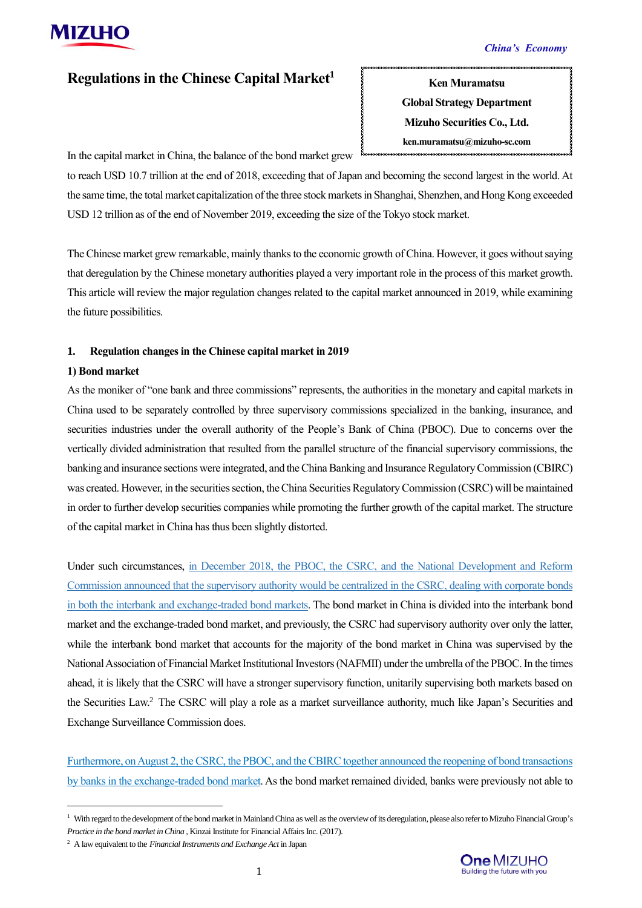# Regulations in the Chinese Capital Market[1]

**Ken Muramatsu**
**Global Strategy Department**
**Mizuho Securities Co., Ltd.**
**ken.muramatsu@mizuho-sc.com**

In the capital market in China, the balance of the bond market grew to reach USD 10.7 trillion at the end of 2018, exceeding that of Japan and becoming the second largest in the world. At the same time, the total market capitalization of the three stock markets in Shanghai, Shenzhen, and Hong Kong exceeded USD 12 trillion as of the end of November 2019, exceeding the size of the Tokyo stock market.

The Chinese market grew remarkable, mainly thanks to the economic growth of China. However, it goes without saying that deregulation by the Chinese monetary authorities played a very important role in the process of this market growth. This article will review the major regulation changes related to the capital market announced in 2019, while examining the future possibilities.

## 1. Regulation changes in the Chinese capital market in 2019

### 1) Bond market

As the moniker of "one bank and three commissions" represents, the authorities in the monetary and capital markets in China used to be separately controlled by three supervisory commissions specialized in the banking, insurance, and securities industries under the overall authority of the People's Bank of China (PBOC). Due to concerns over the vertically divided administration that resulted from the parallel structure of the financial supervisory commissions, the banking and insurance sections were integrated, and the China Banking and Insurance Regulatory Commission (CBIRC) was created. However, in the securities section, the China Securities Regulatory Commission (CSRC) will be maintained in order to further develop securities companies while promoting the further growth of the capital market. The structure of the capital market in China has thus been slightly distorted.

Under such circumstances, in December 2018, the PBOC, the CSRC, and the National Development and Reform Commission announced that the supervisory authority would be centralized in the CSRC, dealing with corporate bonds in both the interbank and exchange-traded bond markets. The bond market in China is divided into the interbank bond market and the exchange-traded bond market, and previously, the CSRC had supervisory authority over only the latter, while the interbank bond market that accounts for the majority of the bond market in China was supervised by the National Association of Financial Market Institutional Investors (NAFMII) under the umbrella of the PBOC. In the times ahead, it is likely that the CSRC will have a stronger supervisory function, unitarily supervising both markets based on the Securities Law.[2] The CSRC will play a role as a market surveillance authority, much like Japan's Securities and Exchange Surveillance Commission does.

Furthermore, on August 2, the CSRC, the PBOC, and the CBIRC together announced the reopening of bond transactions by banks in the exchange-traded bond market. As the bond market remained divided, banks were previously not able to

---

[1] With regard to the development of the bond market in Mainland China as well as the overview of its deregulation, please also refer to Mizuho Financial Group's *Practice in the bond market in China* , Kinzai Institute for Financial Affairs Inc. (2017).

[2] A law equivalent to the *Financial Instruments and Exchange Act* in Japan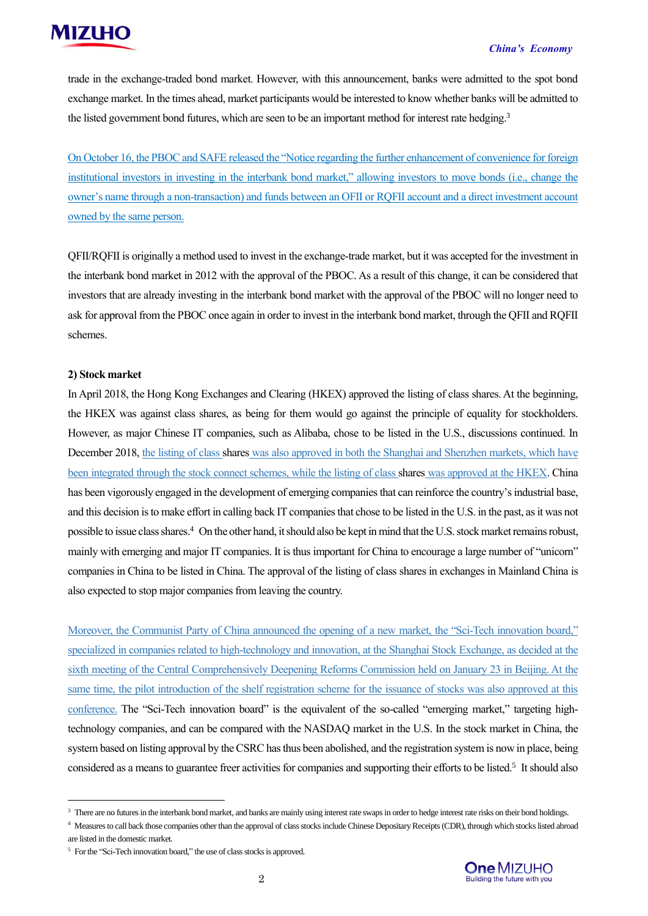trade in the exchange-traded bond market. However, with this announcement, banks were admitted to the spot bond exchange market. In the times ahead, market participants would be interested to know whether banks will be admitted to the listed government bond futures, which are seen to be an important method for interest rate hedging.[3]

On October 16, the PBOC and SAFE released the "Notice regarding the further enhancement of convenience for foreign institutional investors in investing in the interbank bond market," allowing investors to move bonds (i.e., change the owner's name through a non-transaction) and funds between an OFII or RQFII account and a direct investment account owned by the same person.

QFII/RQFII is originally a method used to invest in the exchange-trade market, but it was accepted for the investment in the interbank bond market in 2012 with the approval of the PBOC. As a result of this change, it can be considered that investors that are already investing in the interbank bond market with the approval of the PBOC will no longer need to ask for approval from the PBOC once again in order to invest in the interbank bond market, through the QFII and RQFII schemes.

**2) Stock market**

In April 2018, the Hong Kong Exchanges and Clearing (HKEX) approved the listing of class shares. At the beginning, the HKEX was against class shares, as being for them would go against the principle of equality for stockholders. However, as major Chinese IT companies, such as Alibaba, chose to be listed in the U.S., discussions continued. In December 2018, the listing of class shares was also approved in both the Shanghai and Shenzhen markets, which have been integrated through the stock connect schemes, while the listing of class shares was approved at the HKEX. China has been vigorously engaged in the development of emerging companies that can reinforce the country's industrial base, and this decision is to make effort in calling back IT companies that chose to be listed in the U.S. in the past, as it was not possible to issue class shares.[4] On the other hand, it should also be kept in mind that the U.S. stock market remains robust, mainly with emerging and major IT companies. It is thus important for China to encourage a large number of "unicorn" companies in China to be listed in China. The approval of the listing of class shares in exchanges in Mainland China is also expected to stop major companies from leaving the country.

Moreover, the Communist Party of China announced the opening of a new market, the "Sci-Tech innovation board," specialized in companies related to high-technology and innovation, at the Shanghai Stock Exchange, as decided at the sixth meeting of the Central Comprehensively Deepening Reforms Commission held on January 23 in Beijing. At the same time, the pilot introduction of the shelf registration scheme for the issuance of stocks was also approved at this conference. The "Sci-Tech innovation board" is the equivalent of the so-called "emerging market," targeting high-technology companies, and can be compared with the NASDAQ market in the U.S. In the stock market in China, the system based on listing approval by the CSRC has thus been abolished, and the registration system is now in place, being considered as a means to guarantee freer activities for companies and supporting their efforts to be listed.[5] It should also

---

[3] There are no futures in the interbank bond market, and banks are mainly using interest rate swaps in order to hedge interest rate risks on their bond holdings.

[4] Measures to call back those companies other than the approval of class stocks include Chinese Depositary Receipts (CDR), through which stocks listed abroad are listed in the domestic market.

[5] For the "Sci-Tech innovation board," the use of class stocks is approved.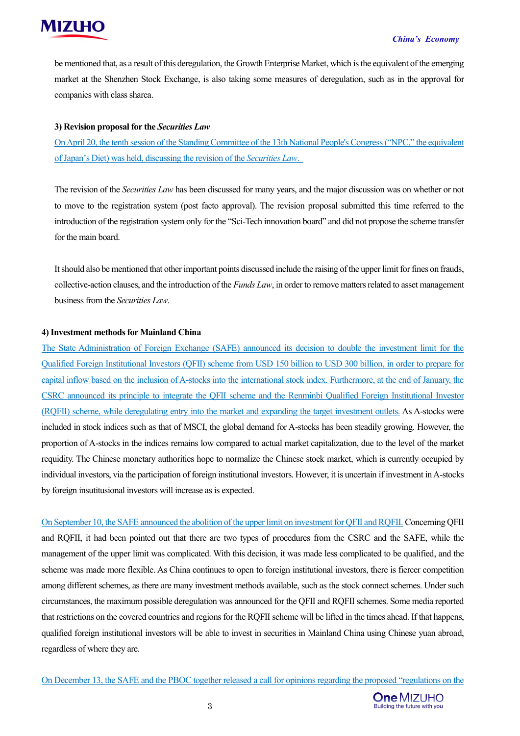be mentioned that, as a result of this deregulation, the Growth Enterprise Market, which is the equivalent of the emerging market at the Shenzhen Stock Exchange, is also taking some measures of deregulation, such as in the approval for companies with class sharea.

**3) Revision proposal for the *Securities Law***

On April 20, the tenth session of the Standing Committee of the 13th National People's Congress ("NPC," the equivalent of Japan's Diet) was held, discussing the revision of the *Securities Law*.

The revision of the *Securities Law* has been discussed for many years, and the major discussion was on whether or not to move to the registration system (post facto approval). The revision proposal submitted this time referred to the introduction of the registration system only for the "Sci-Tech innovation board" and did not propose the scheme transfer for the main board.

It should also be mentioned that other important points discussed include the raising of the upper limit for fines on frauds, collective-action clauses, and the introduction of the *Funds Law*, in order to remove matters related to asset management business from the *Securities Law*.

**4) Investment methods for Mainland China**

The State Administration of Foreign Exchange (SAFE) announced its decision to double the investment limit for the Qualified Foreign Institutional Investors (QFII) scheme from USD 150 billion to USD 300 billion, in order to prepare for capital inflow based on the inclusion of A-stocks into the international stock index. Furthermore, at the end of January, the CSRC announced its principle to integrate the QFII scheme and the Renminbi Qualified Foreign Institutional Investor (RQFII) scheme, while deregulating entry into the market and expanding the target investment outlets. As A-stocks were included in stock indices such as that of MSCI, the global demand for A-stocks has been steadily growing. However, the proportion of A-stocks in the indices remains low compared to actual market capitalization, due to the level of the market requidity. The Chinese monetary authorities hope to normalize the Chinese stock market, which is currently occupied by individual investors, via the participation of foreign institutional investors. However, it is uncertain if investment in A-stocks by foreign insutitusional investors will increase as is expected.

On September 10, the SAFE announced the abolition of the upper limit on investment for QFII and RQFII. Concerning QFII and RQFII, it had been pointed out that there are two types of procedures from the CSRC and the SAFE, while the management of the upper limit was complicated. With this decision, it was made less complicated to be qualified, and the scheme was made more flexible. As China continues to open to foreign institutional investors, there is fiercer competition among different schemes, as there are many investment methods available, such as the stock connect schemes. Under such circumstances, the maximum possible deregulation was announced for the QFII and RQFII schemes. Some media reported that restrictions on the covered countries and regions for the RQFII scheme will be lifted in the times ahead. If that happens, qualified foreign institutional investors will be able to invest in securities in Mainland China using Chinese yuan abroad, regardless of where they are.

On December 13, the SAFE and the PBOC together released a call for opinions regarding the proposed "regulations on the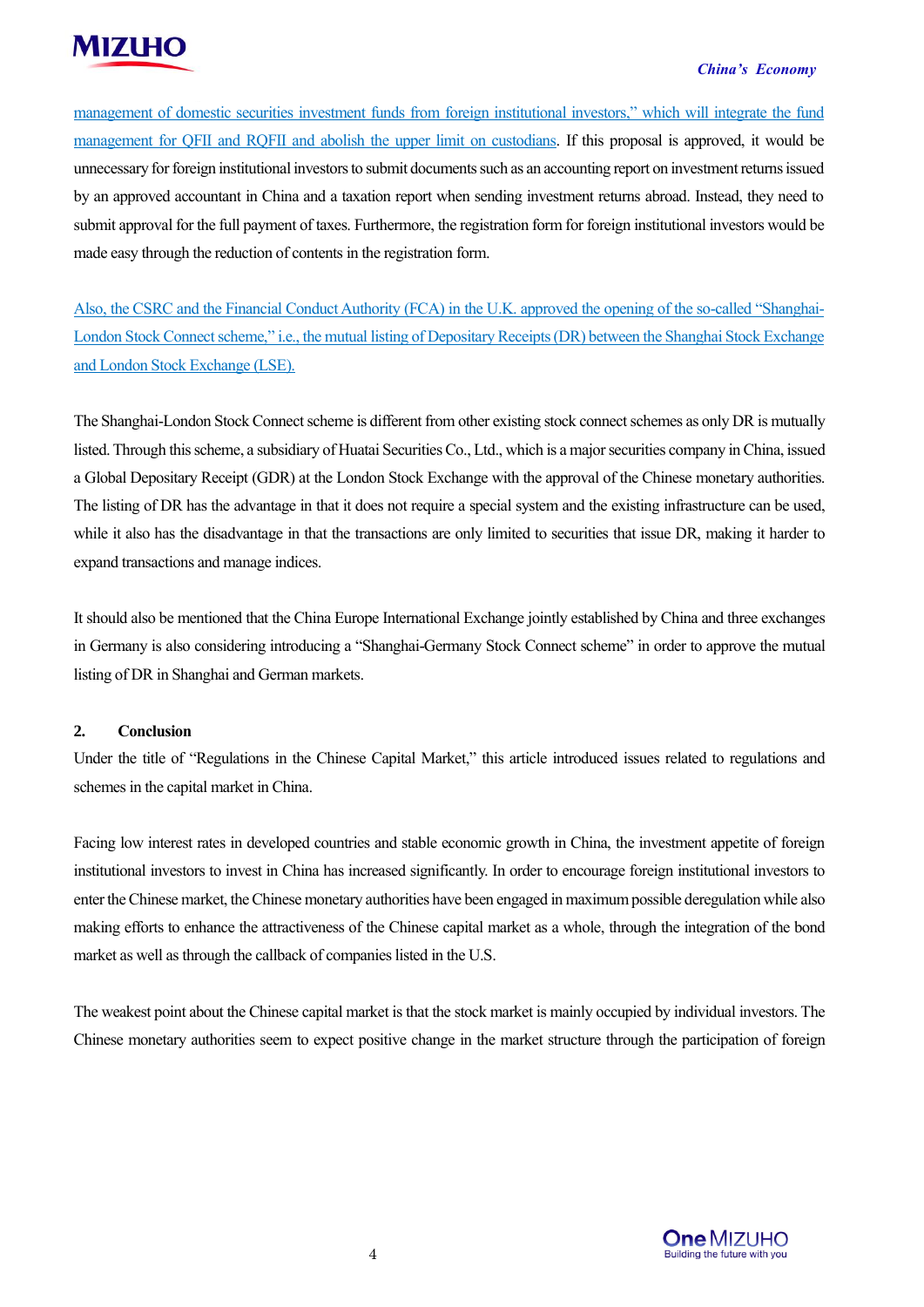management of domestic securities investment funds from foreign institutional investors," which will integrate the fund management for QFII and RQFII and abolish the upper limit on custodians. If this proposal is approved, it would be unnecessary for foreign institutional investors to submit documents such as an accounting report on investment returns issued by an approved accountant in China and a taxation report when sending investment returns abroad. Instead, they need to submit approval for the full payment of taxes. Furthermore, the registration form for foreign institutional investors would be made easy through the reduction of contents in the registration form.

Also, the CSRC and the Financial Conduct Authority (FCA) in the U.K. approved the opening of the so-called "Shanghai-London Stock Connect scheme," i.e., the mutual listing of Depositary Receipts (DR) between the Shanghai Stock Exchange and London Stock Exchange (LSE).

The Shanghai-London Stock Connect scheme is different from other existing stock connect schemes as only DR is mutually listed. Through this scheme, a subsidiary of Huatai Securities Co., Ltd., which is a major securities company in China, issued a Global Depositary Receipt (GDR) at the London Stock Exchange with the approval of the Chinese monetary authorities. The listing of DR has the advantage in that it does not require a special system and the existing infrastructure can be used, while it also has the disadvantage in that the transactions are only limited to securities that issue DR, making it harder to expand transactions and manage indices.

It should also be mentioned that the China Europe International Exchange jointly established by China and three exchanges in Germany is also considering introducing a "Shanghai-Germany Stock Connect scheme" in order to approve the mutual listing of DR in Shanghai and German markets.

## 2. Conclusion

Under the title of "Regulations in the Chinese Capital Market," this article introduced issues related to regulations and schemes in the capital market in China.

Facing low interest rates in developed countries and stable economic growth in China, the investment appetite of foreign institutional investors to invest in China has increased significantly. In order to encourage foreign institutional investors to enter the Chinese market, the Chinese monetary authorities have been engaged in maximum possible deregulation while also making efforts to enhance the attractiveness of the Chinese capital market as a whole, through the integration of the bond market as well as through the callback of companies listed in the U.S.

The weakest point about the Chinese capital market is that the stock market is mainly occupied by individual investors. The Chinese monetary authorities seem to expect positive change in the market structure through the participation of foreign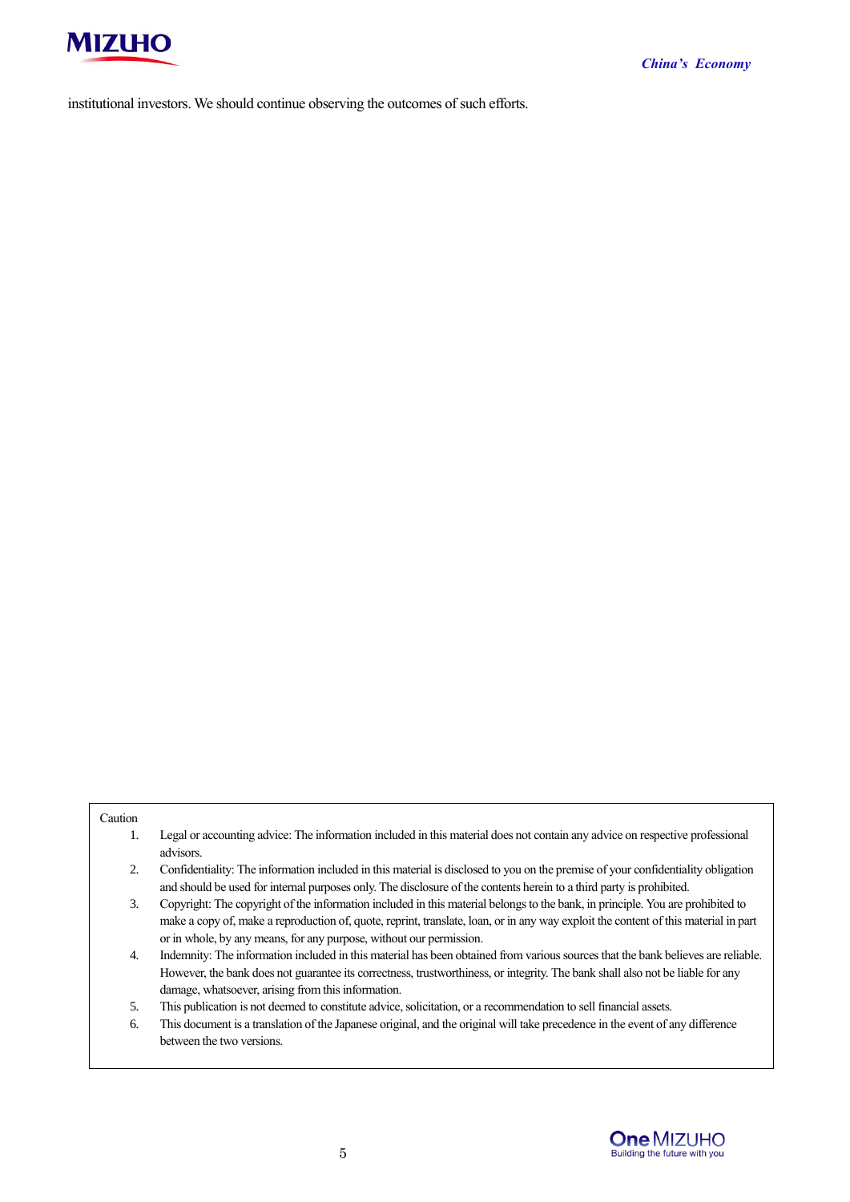institutional investors. We should continue observing the outcomes of such efforts.

Caution

1. Legal or accounting advice: The information included in this material does not contain any advice on respective professional advisors.
2. Confidentiality: The information included in this material is disclosed to you on the premise of your confidentiality obligation and should be used for internal purposes only. The disclosure of the contents herein to a third party is prohibited.
3. Copyright: The copyright of the information included in this material belongs to the bank, in principle. You are prohibited to make a copy of, make a reproduction of, quote, reprint, translate, loan, or in any way exploit the content of this material in part or in whole, by any means, for any purpose, without our permission.
4. Indemnity: The information included in this material has been obtained from various sources that the bank believes are reliable. However, the bank does not guarantee its correctness, trustworthiness, or integrity. The bank shall also not be liable for any damage, whatsoever, arising from this information.
5. This publication is not deemed to constitute advice, solicitation, or a recommendation to sell financial assets.
6. This document is a translation of the Japanese original, and the original will take precedence in the event of any difference between the two versions.